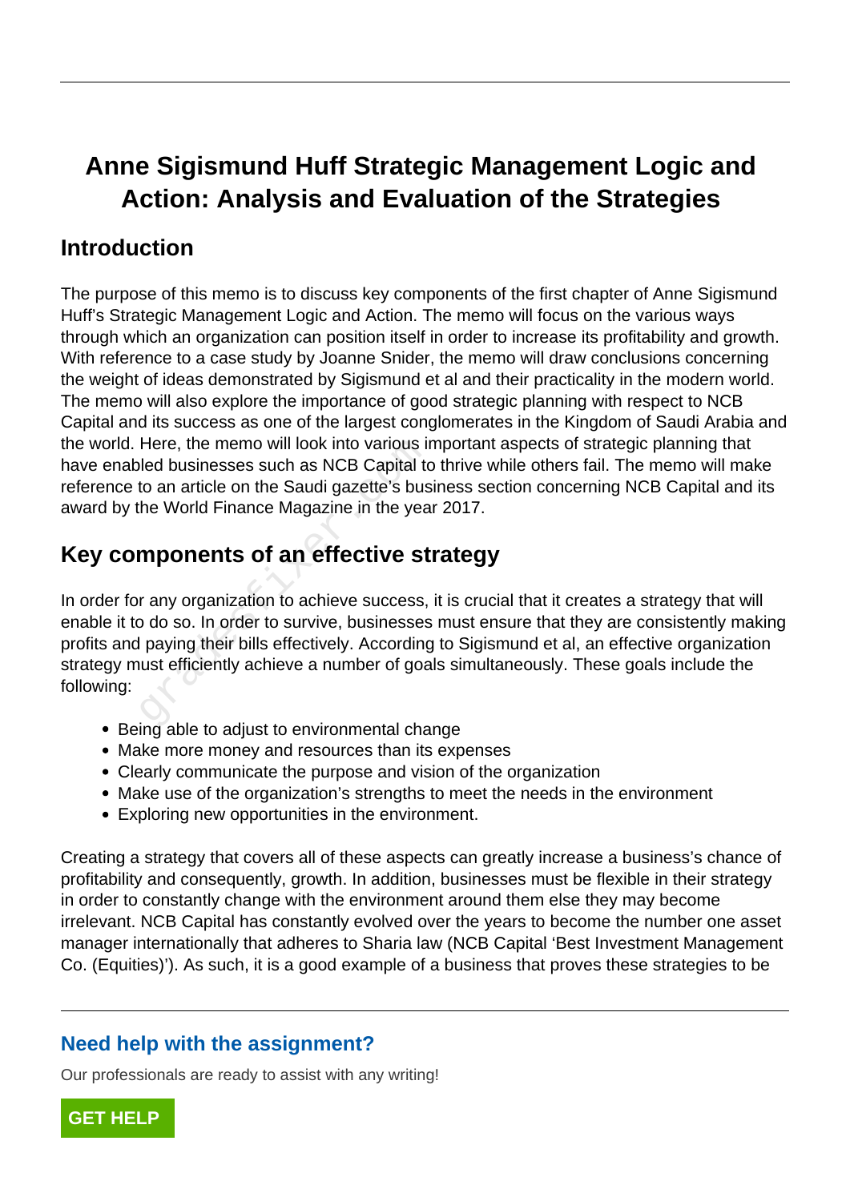# Anne Sigismund Huff Strategic Management Logic and Action: Analysis and Evaluation of the Strategies

## Introduction

The purpose of this memo is to discuss key components of the first chapter of Anne Sigismund Huff's Strategic Management Logic and Action. The memo will focus on the various ways through which an organization can position itself in order to increase its profitability and growth. With reference to a case study by Joanne Snider, the memo will draw conclusions concerning the weight of ideas demonstrated by Sigismund et al and their practicality in the modern world. The memo will also explore the importance of good strategic planning with respect to NCB Capital and its success as one of the largest conglomerates in the Kingdom of Saudi Arabia and the world. Here, the memo will look into various important aspects of strategic planning that have enabled businesses such as NCB Capital to thrive while others fail. The memo will make reference to an article on the Saudi gazette's business section concerning NCB Capital and its award by the World Finance Magazine in the year 2017.

## Key components of an effective strategy

In order for any organization to achieve success, it is crucial that it creates a strategy that will enable it to do so. In order to survive, businesses must ensure that they are consistently making profits and paying their bills effectively. According to Sigismund et al, an effective organization strategy must efficiently achieve a number of goals simultaneously. These goals include the following:

- Being able to adjust to environmental change
- Make more money and resources than its expenses
- Clearly communicate the purpose and vision of the organization
- Make use of the organization's strengths to meet the needs in the environment
- Exploring new opportunities in the environment.

Creating a strategy that covers all of these aspects can greatly increase a business's chance of profitability and consequently, growth. In addition, businesses must be flexible in their strategy in order to constantly change with the environment around them else they may become irrelevant. NCB Capital has constantly evolved over the years to become the number one asset manager internationally that adheres to Sharia law (NCB Capital 'Best Investment Management Co. (Equities)'). As such, it is a good example of a business that proves these strategies to be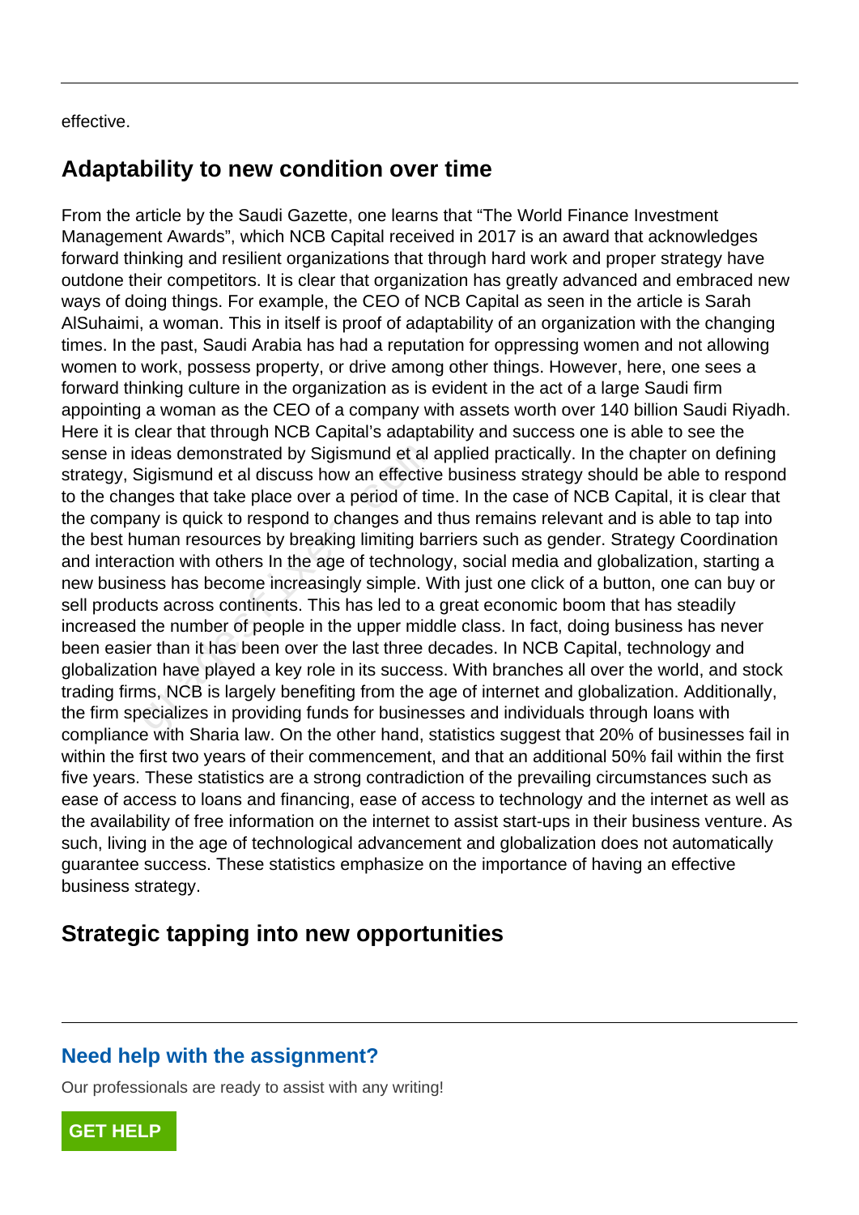effective.

## Adaptability to new condition over time

From the article by the Saudi Gazette, one learns that “The World Finance Investment Management Awards”, which NCB Capital received in 2017 is an award that acknowledges forward thinking and resilient organizations that through hard work and proper strategy have outdone their competitors. It is clear that organization has greatly advanced and embraced new ways of doing things. For example, the CEO of NCB Capital as seen in the article is Sarah AlSuhaimi, a woman. This in itself is proof of adaptability of an organization with the changing times. In the past, Saudi Arabia has had a reputation for oppressing women and not allowing women to work, possess property, or drive among other things. However, here, one sees a forward thinking culture in the organization as is evident in the act of a large Saudi firm appointing a woman as the CEO of a company with assets worth over 140 billion Saudi Riyadh. Here it is clear that through NCB Capital’s adaptability and success one is able to see the sense in ideas demonstrated by Sigismund et al applied practically. In the chapter on defining strategy, Sigismund et al discuss how an effective business strategy should be able to respond to the changes that take place over a period of time. In the case of NCB Capital, it is clear that the company is quick to respond to changes and thus remains relevant and is able to tap into the best human resources by breaking limiting barriers such as gender. Strategy Coordination and interaction with others In the age of technology, social media and globalization, starting a new business has become increasingly simple. With just one click of a button, one can buy or sell products across continents. This has led to a great economic boom that has steadily increased the number of people in the upper middle class. In fact, doing business has never been easier than it has been over the last three decades. In NCB Capital, technology and globalization have played a key role in its success. With branches all over the world, and stock trading firms, NCB is largely benefiting from the age of internet and globalization. Additionally, the firm specializes in providing funds for businesses and individuals through loans with compliance with Sharia law. On the other hand, statistics suggest that 20% of businesses fail in within the first two years of their commencement, and that an additional 50% fail within the first five years. These statistics are a strong contradiction of the prevailing circumstances such as ease of access to loans and financing, ease of access to technology and the internet as well as the availability of free information on the internet to assist start-ups in their business venture. As such, living in the age of technological advancement and globalization does not automatically guarantee success. These statistics emphasize on the importance of having an effective business strategy.

## Strategic tapping into new opportunities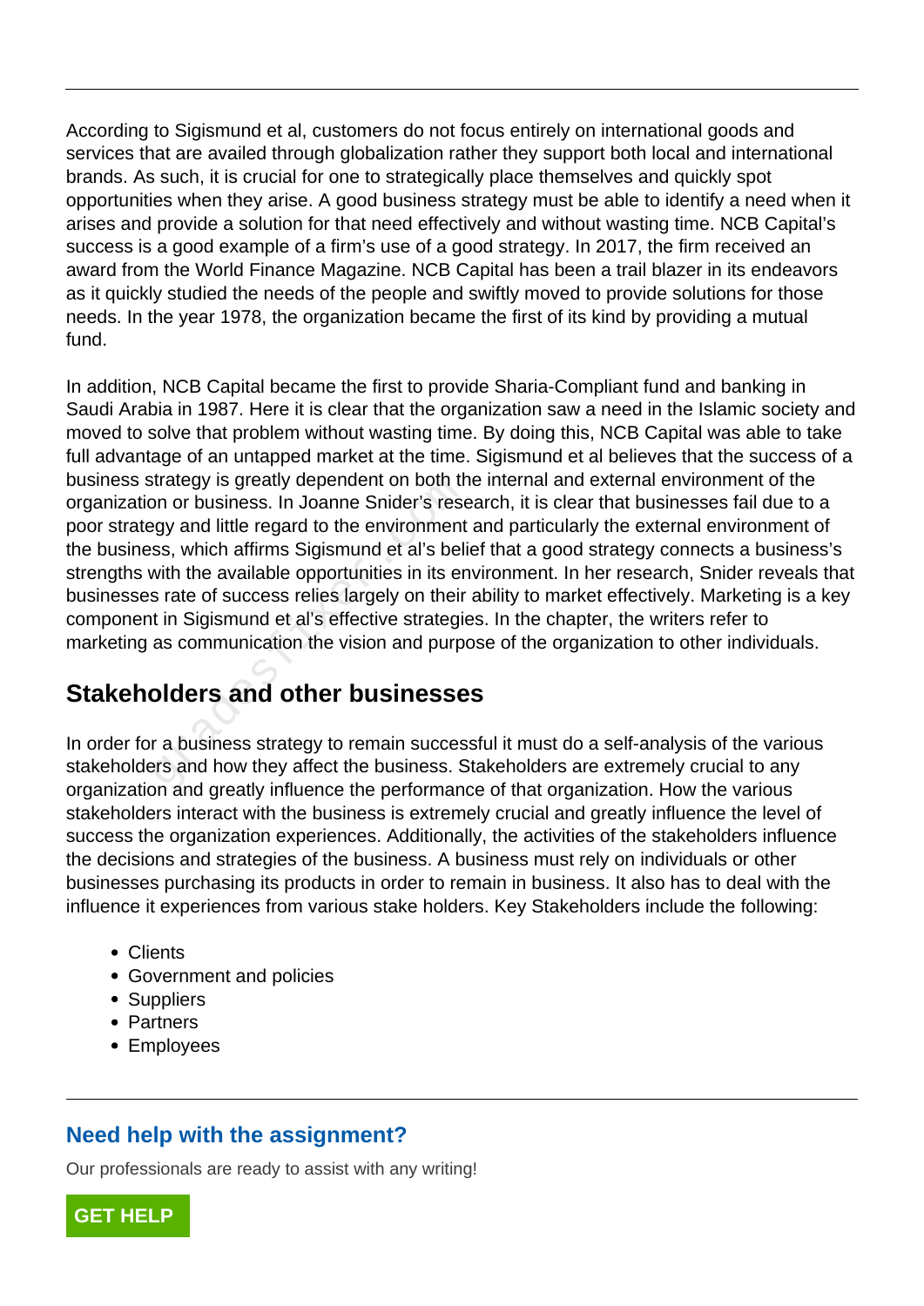According to Sigismund et al, customers do not focus entirely on international goods and services that are availed through globalization rather they support both local and international brands. As such, it is crucial for one to strategically place themselves and quickly spot opportunities when they arise. A good business strategy must be able to identify a need when it arises and provide a solution for that need effectively and without wasting time. NCB Capital's success is a good example of a firm's use of a good strategy. In 2017, the firm received an award from the World Finance Magazine. NCB Capital has been a trail blazer in its endeavors as it quickly studied the needs of the people and swiftly moved to provide solutions for those needs. In the year 1978, the organization became the first of its kind by providing a mutual fund.

In addition, NCB Capital became the first to provide Sharia-Compliant fund and banking in Saudi Arabia in 1987. Here it is clear that the organization saw a need in the Islamic society and moved to solve that problem without wasting time. By doing this, NCB Capital was able to take full advantage of an untapped market at the time. Sigismund et al believes that the success of a business strategy is greatly dependent on both the internal and external environment of the organization or business. In Joanne Snider's research, it is clear that businesses fail due to a poor strategy and little regard to the environment and particularly the external environment of the business, which affirms Sigismund et al's belief that a good strategy connects a business's strengths with the available opportunities in its environment. In her research, Snider reveals that businesses rate of success relies largely on their ability to market effectively. Marketing is a key component in Sigismund et al's effective strategies. In the chapter, the writers refer to marketing as communication the vision and purpose of the organization to other individuals.

## Stakeholders and other businesses

In order for a business strategy to remain successful it must do a self-analysis of the various stakeholders and how they affect the business. Stakeholders are extremely crucial to any organization and greatly influence the performance of that organization. How the various stakeholders interact with the business is extremely crucial and greatly influence the level of success the organization experiences. Additionally, the activities of the stakeholders influence the decisions and strategies of the business. A business must rely on individuals or other businesses purchasing its products in order to remain in business. It also has to deal with the influence it experiences from various stake holders. Key Stakeholders include the following:

- Clients
- Government and policies
- Suppliers
- Partners
- Employees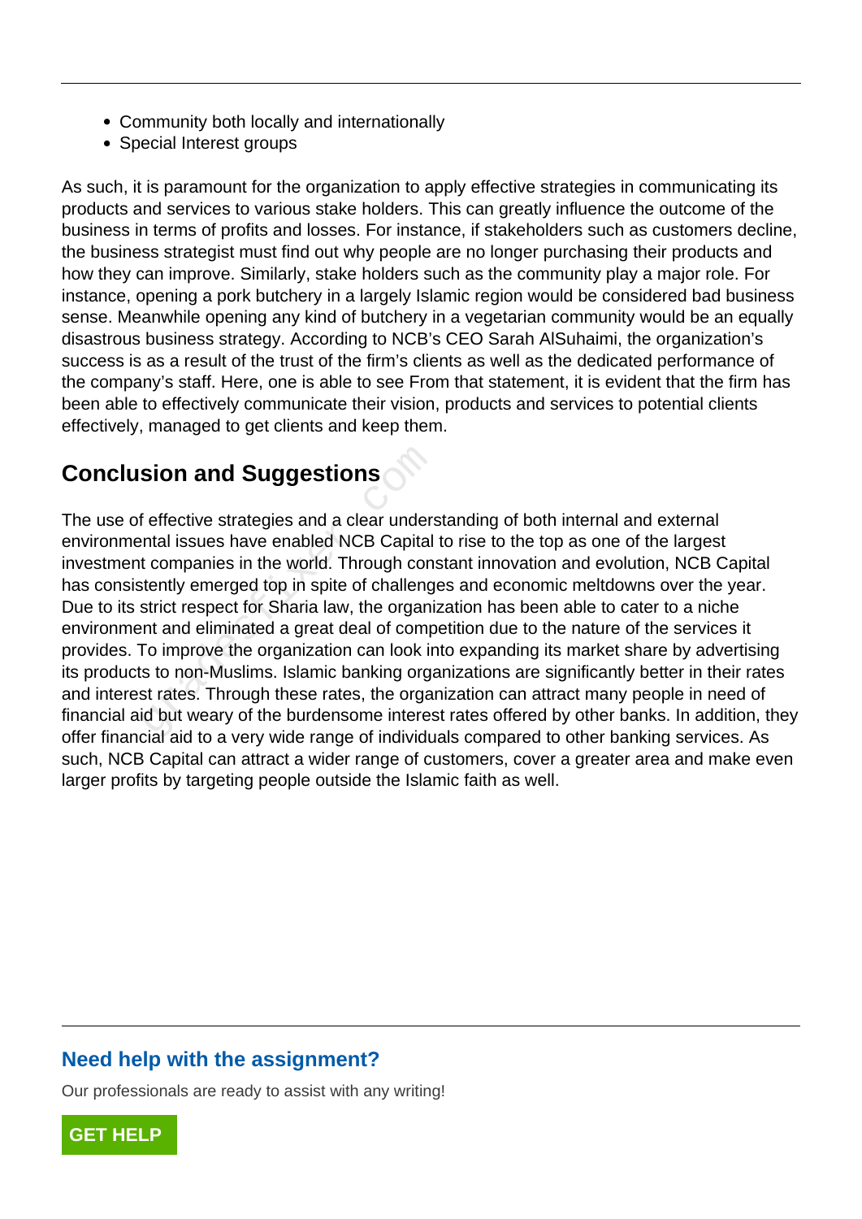- Community both locally and internationally
- Special Interest groups

As such, it is paramount for the organization to apply effective strategies in communicating its products and services to various stake holders. This can greatly influence the outcome of the business in terms of profits and losses. For instance, if stakeholders such as customers decline, the business strategist must find out why people are no longer purchasing their products and how they can improve. Similarly, stake holders such as the community play a major role. For instance, opening a pork butchery in a largely Islamic region would be considered bad business sense. Meanwhile opening any kind of butchery in a vegetarian community would be an equally disastrous business strategy. According to NCB's CEO Sarah AlSuhaimi, the organization's success is as a result of the trust of the firm's clients as well as the dedicated performance of the company's staff. Here, one is able to see From that statement, it is evident that the firm has been able to effectively communicate their vision, products and services to potential clients effectively, managed to get clients and keep them.

## Conclusion and Suggestions

The use of effective strategies and a clear understanding of both internal and external environmental issues have enabled NCB Capital to rise to the top as one of the largest investment companies in the world. Through constant innovation and evolution, NCB Capital has consistently emerged top in spite of challenges and economic meltdowns over the year. Due to its strict respect for Sharia law, the organization has been able to cater to a niche environment and eliminated a great deal of competition due to the nature of the services it provides. To improve the organization can look into expanding its market share by advertising its products to non-Muslims. Islamic banking organizations are significantly better in their rates and interest rates. Through these rates, the organization can attract many people in need of financial aid but weary of the burdensome interest rates offered by other banks. In addition, they offer financial aid to a very wide range of individuals compared to other banking services. As such, NCB Capital can attract a wider range of customers, cover a greater area and make even larger profits by targeting people outside the Islamic faith as well.